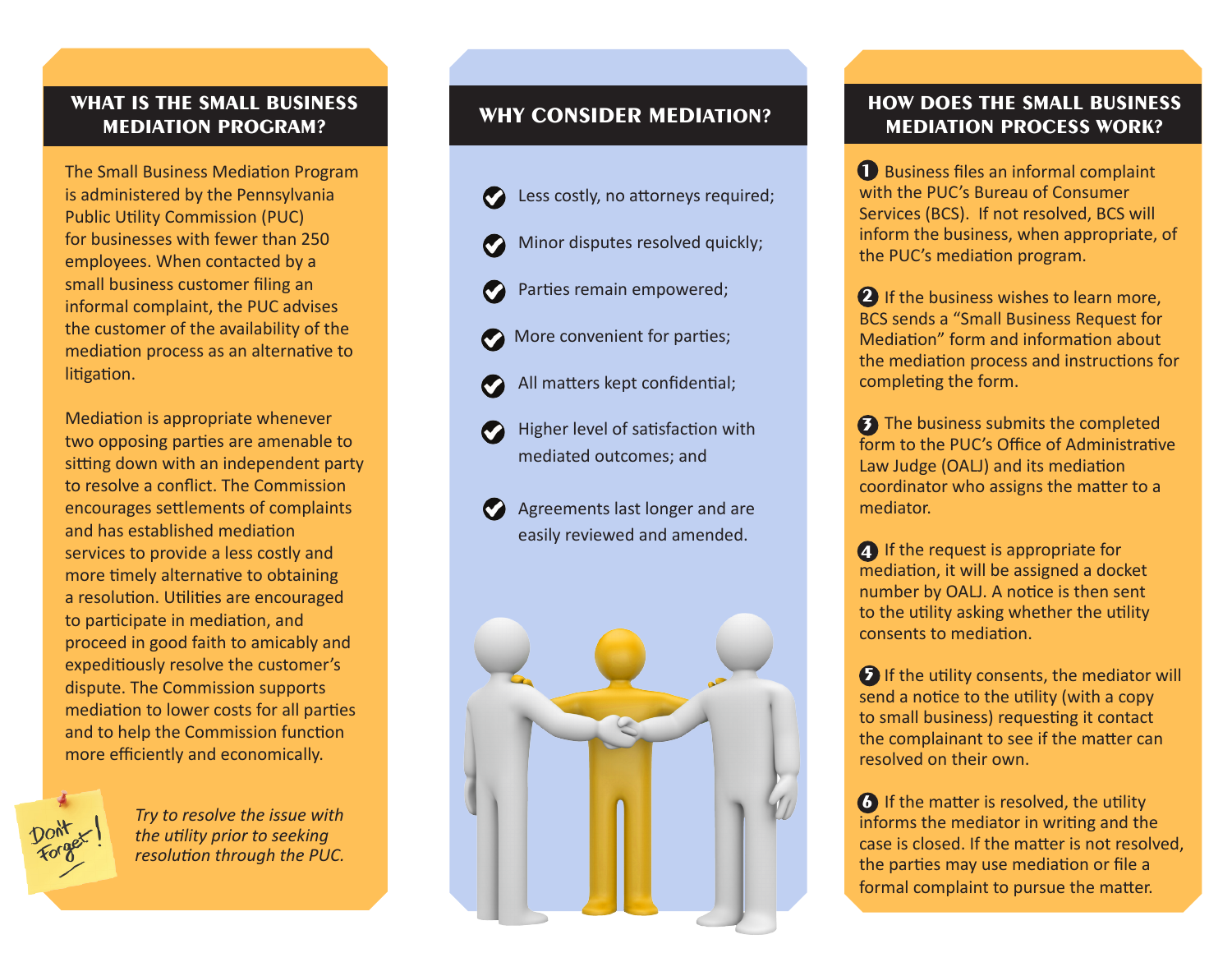## WHAT IS THE SMALL BUSINESS MEDIATION PROGRAM?

The Small Business Mediation Program is administered by the Pennsylvania Public Utility Commission (PUC) for businesses with fewer than 250 employees. When contacted by a small business customer filing an informal complaint, the PUC advises the customer of the availability of the mediation process as an alternative to litigation.

Mediation is appropriate whenever two opposing parties are amenable to sitting down with an independent party to resolve a conflict. The Commission encourages settlements of complaints and has established mediation services to provide a less costly and more timely alternative to obtaining a resolution. Utilities are encouraged to participate in mediation, and proceed in good faith to amicably and expeditiously resolve the customer's dispute. The Commission supports mediation to lower costs for all parties and to help the Commission function more efficiently and economically.

Don't Forget!

*Try to resolve the issue with the utility prior to seeking resolution through the PUC.*

## WHY CONSIDER MEDIATION?

- Less costly, no attorneys required;
- Minor disputes resolved quickly;
- Parties remain empowered;
- More convenient for parties;
- All matters kept confidential;
- Higher level of satisfaction with mediated outcomes; and
- Agreements last longer and are easily reviewed and amended.

## HOW DOES THE SMALL BUSINESS MEDIATION PROCESS WORK?

1. Business files an informal complaint with the PUC's Bureau of Consumer Services (BCS). If not resolved, BCS will inform the business, when appropriate, of the PUC's mediation program.

2. If the business wishes to learn more, BCS sends a "Small Business Request for Mediation" form and information about the mediation process and instructions for completing the form.

3. The business submits the completed form to the PUC's Office of Administrative Law Judge (OALJ) and its mediation coordinator who assigns the matter to a mediator.

4. If the request is appropriate for mediation, it will be assigned a docket number by OALJ. A notice is then sent to the utility asking whether the utility consents to mediation.

5. If the utility consents, the mediator will send a notice to the utility (with a copy to small business) requesting it contact the complainant to see if the matter can resolved on their own.

6. If the matter is resolved, the utility informs the mediator in writing and the case is closed. If the matter is not resolved, the parties may use mediation or file a formal complaint to pursue the matter.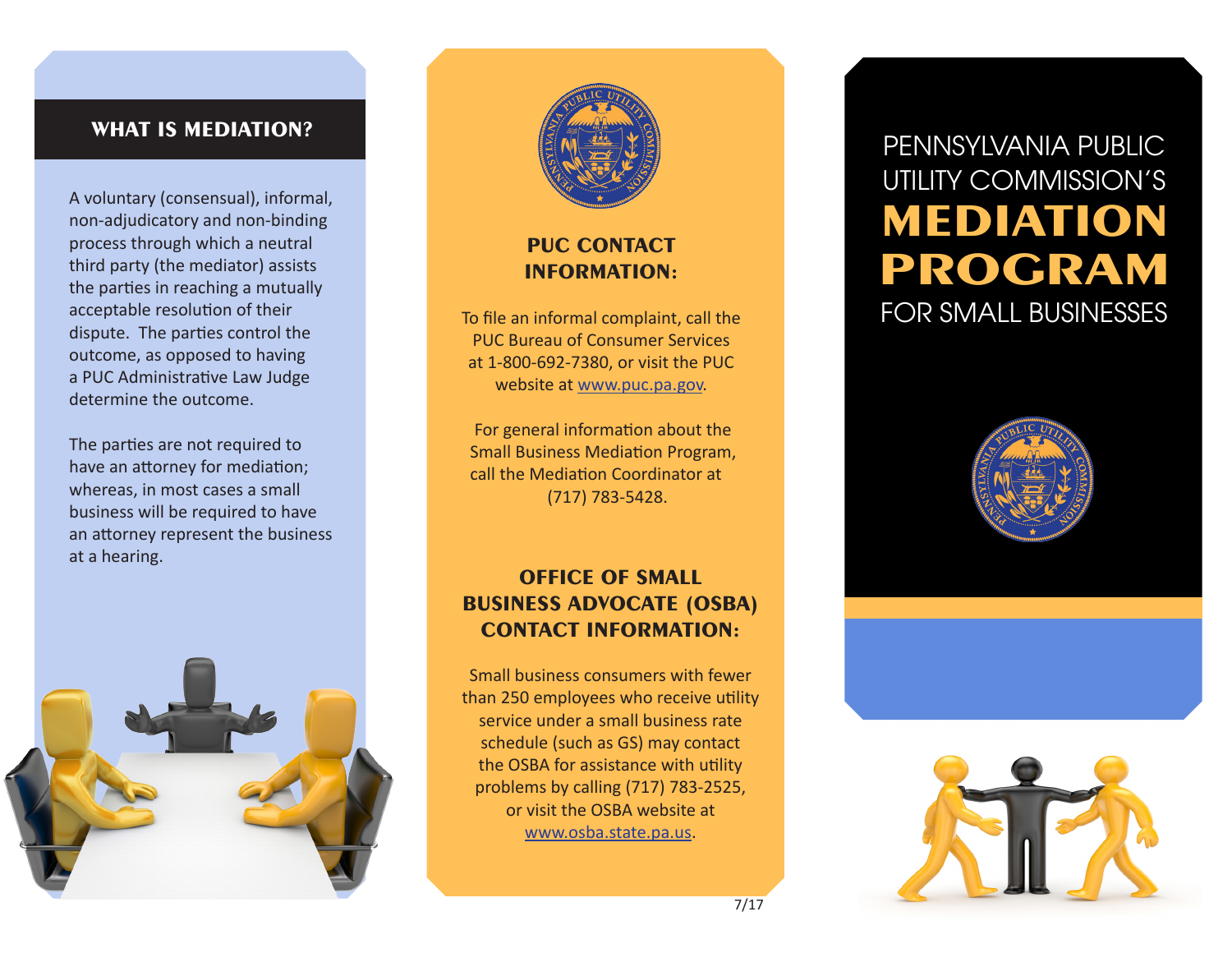## WHAT IS MEDIATION?

A voluntary (consensual), informal, non-adjudicatory and non-binding process through which a neutral third party (the mediator) assists the parties in reaching a mutually acceptable resolution of their dispute. The parties control the outcome, as opposed to having a PUC Administrative Law Judge determine the outcome.

The parties are not required to have an attorney for mediation; whereas, in most cases a small business will be required to have an attorney represent the business at a hearing.

## PUC CONTACT INFORMATION:

To file an informal complaint, call the PUC Bureau of Consumer Services at 1-800-692-7380, or visit the PUC website at www.puc.pa.gov.

For general information about the Small Business Mediation Program, call the Mediation Coordinator at (717) 783-5428.

## OFFICE OF SMALL BUSINESS ADVOCATE (OSBA) CONTACT INFORMATION:

Small business consumers with fewer than 250 employees who receive utility service under a small business rate schedule (such as GS) may contact the OSBA for assistance with utility problems by calling (717) 783-2525, or visit the OSBA website at www.osba.state.pa.us.

7/17

# PENNSYLVANIA PUBLIC UTILITY COMMISSION'S MEDIATION PROGRAM FOR SMALL BUSINESSES